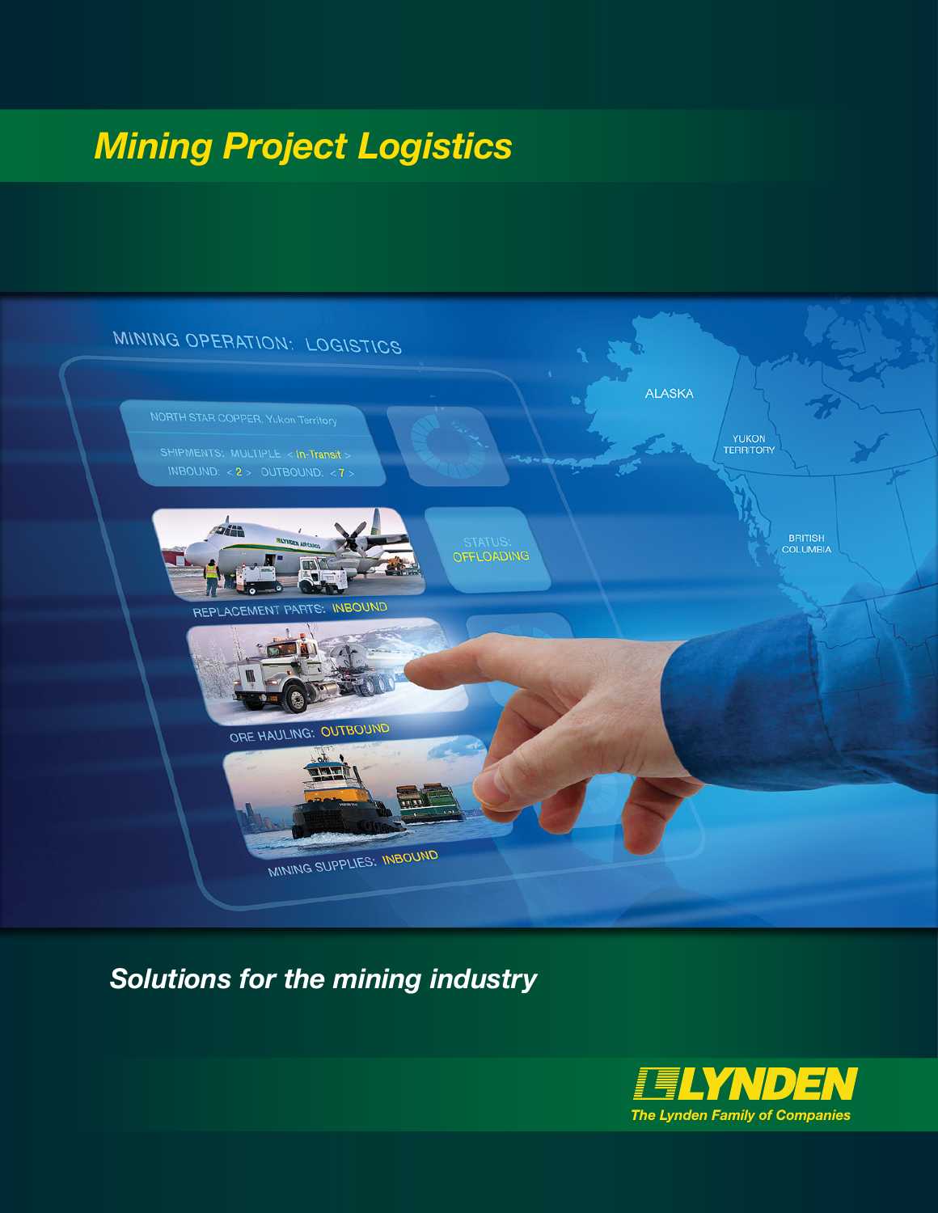# Mining Project Logistics

MINING OPERATION: LOGISTICS

NORTH STAR COPPER, Yukon Territory

SHIPMENTS: MULTIPLE < In-Transit >

INBOUND: < 2 > OUTBOUND: < 7 >

STATUS: OFFLOADING

REPLACEMENT PARTS: INBOUND

ORE HAULING: OUTBOUND

MINING SUPPLIES: INBOUND

ALASKA

YUKON TERRITORY

BRITISH COLUMBIA

*Solutions for the mining industry*

**LYNDEN**

*The Lynden Family of Companies*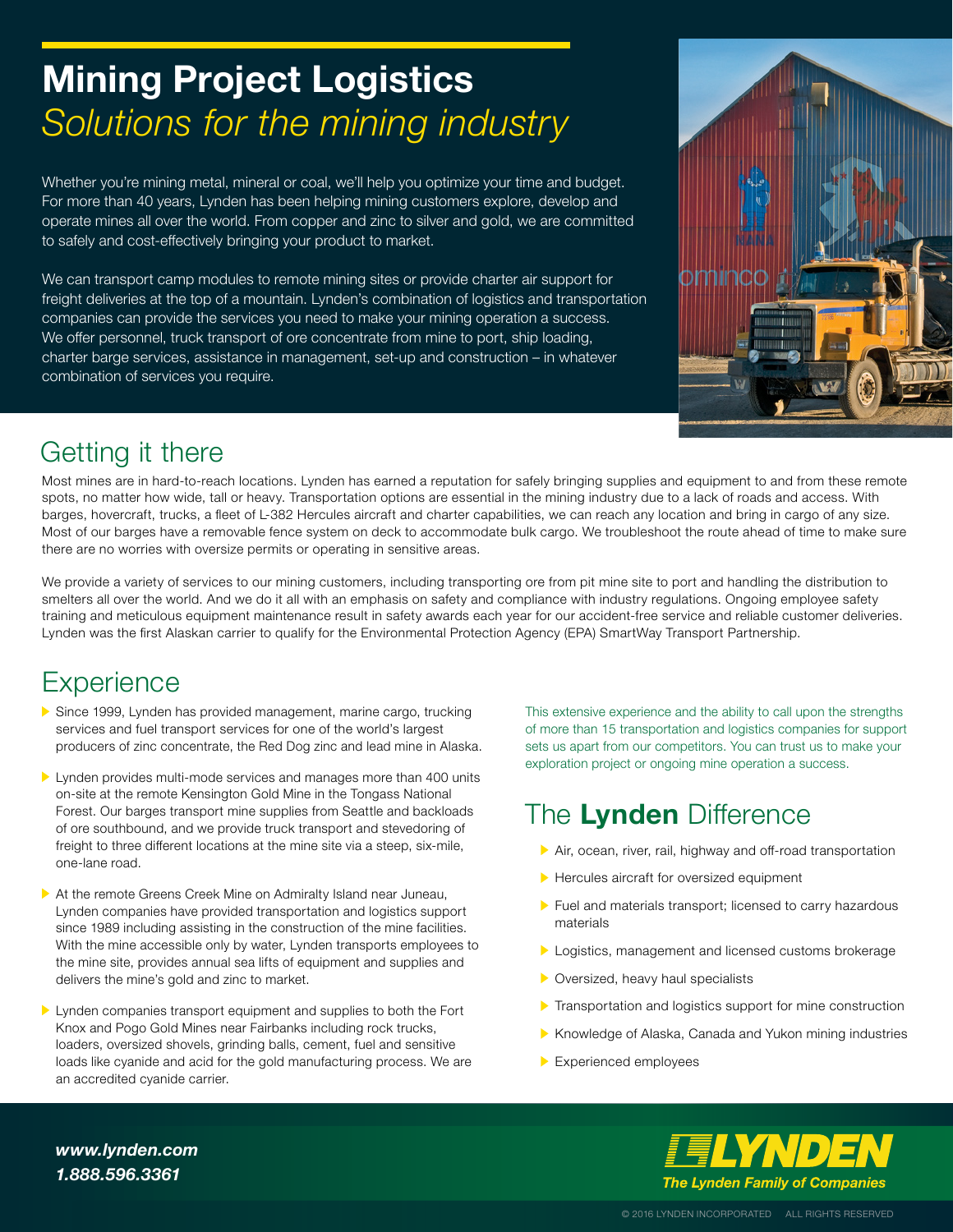# Mining Project Logistics

*Solutions for the mining industry*

Whether you're mining metal, mineral or coal, we'll help you optimize your time and budget. For more than 40 years, Lynden has been helping mining customers explore, develop and operate mines all over the world. From copper and zinc to silver and gold, we are committed to safely and cost-effectively bringing your product to market.

We can transport camp modules to remote mining sites or provide charter air support for freight deliveries at the top of a mountain. Lynden's combination of logistics and transportation companies can provide the services you need to make your mining operation a success. We offer personnel, truck transport of ore concentrate from mine to port, ship loading, charter barge services, assistance in management, set-up and construction – in whatever combination of services you require.

## Getting it there

Most mines are in hard-to-reach locations. Lynden has earned a reputation for safely bringing supplies and equipment to and from these remote spots, no matter how wide, tall or heavy. Transportation options are essential in the mining industry due to a lack of roads and access. With barges, hovercraft, trucks, a fleet of L-382 Hercules aircraft and charter capabilities, we can reach any location and bring in cargo of any size. Most of our barges have a removable fence system on deck to accommodate bulk cargo. We troubleshoot the route ahead of time to make sure there are no worries with oversize permits or operating in sensitive areas.

We provide a variety of services to our mining customers, including transporting ore from pit mine site to port and handling the distribution to smelters all over the world. And we do it all with an emphasis on safety and compliance with industry regulations. Ongoing employee safety training and meticulous equipment maintenance result in safety awards each year for our accident-free service and reliable customer deliveries. Lynden was the first Alaskan carrier to qualify for the Environmental Protection Agency (EPA) SmartWay Transport Partnership.

## Experience

- Since 1999, Lynden has provided management, marine cargo, trucking services and fuel transport services for one of the world's largest producers of zinc concentrate, the Red Dog zinc and lead mine in Alaska.
- Lynden provides multi-mode services and manages more than 400 units on-site at the remote Kensington Gold Mine in the Tongass National Forest. Our barges transport mine supplies from Seattle and backloads of ore southbound, and we provide truck transport and stevedoring of freight to three different locations at the mine site via a steep, six-mile, one-lane road.
- At the remote Greens Creek Mine on Admiralty Island near Juneau, Lynden companies have provided transportation and logistics support since 1989 including assisting in the construction of the mine facilities. With the mine accessible only by water, Lynden transports employees to the mine site, provides annual sea lifts of equipment and supplies and delivers the mine's gold and zinc to market.
- Lynden companies transport equipment and supplies to both the Fort Knox and Pogo Gold Mines near Fairbanks including rock trucks, loaders, oversized shovels, grinding balls, cement, fuel and sensitive loads like cyanide and acid for the gold manufacturing process. We are an accredited cyanide carrier.

This extensive experience and the ability to call upon the strengths of more than 15 transportation and logistics companies for support sets us apart from our competitors. You can trust us to make your exploration project or ongoing mine operation a success.

## The **Lynden** Difference

- Air, ocean, river, rail, highway and off-road transportation
- Hercules aircraft for oversized equipment
- Fuel and materials transport; licensed to carry hazardous materials
- Logistics, management and licensed customs brokerage
- Oversized, heavy haul specialists
- Transportation and logistics support for mine construction
- Knowledge of Alaska, Canada and Yukon mining industries
- Experienced employees

***www.lynden.com***
***1.888.596.3361***

LYNDEN
*The Lynden Family of Companies*

© 2016 LYNDEN INCORPORATED ALL RIGHTS RESERVED